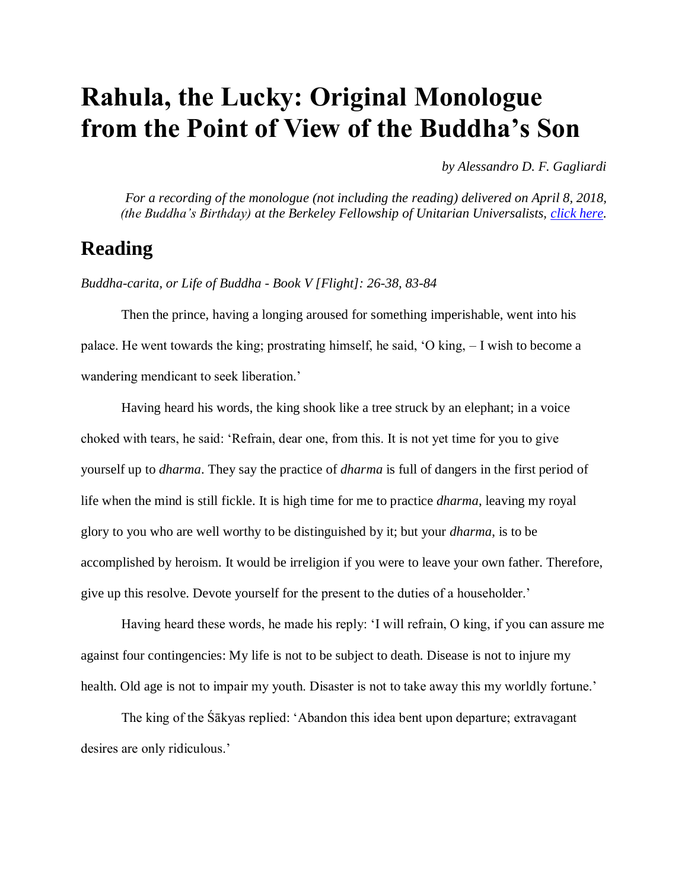# Rahula, the Lucky: Original Monologue from the Point of View of the Buddha's Son

*by Alessandro D. F. Gagliardi*

*For a recording of the monologue (not including the reading) delivered on April 8, 2018, (the Buddha's Birthday) at the Berkeley Fellowship of Unitarian Universalists, [click here](click here).*

## Reading

*Buddha-carita, or Life of Buddha - Book V [Flight]: 26-38, 83-84*

Then the prince, having a longing aroused for something imperishable, went into his palace. He went towards the king; prostrating himself, he said, 'O king, – I wish to become a wandering mendicant to seek liberation.'

Having heard his words, the king shook like a tree struck by an elephant; in a voice choked with tears, he said: 'Refrain, dear one, from this. It is not yet time for you to give yourself up to *dharma*. They say the practice of *dharma* is full of dangers in the first period of life when the mind is still fickle. It is high time for me to practice *dharma*, leaving my royal glory to you who are well worthy to be distinguished by it; but your *dharma*, is to be accomplished by heroism. It would be irreligion if you were to leave your own father. Therefore, give up this resolve. Devote yourself for the present to the duties of a householder.'

Having heard these words, he made his reply: 'I will refrain, O king, if you can assure me against four contingencies: My life is not to be subject to death. Disease is not to injure my health. Old age is not to impair my youth. Disaster is not to take away this my worldly fortune.'

The king of the Śākyas replied: 'Abandon this idea bent upon departure; extravagant desires are only ridiculous.'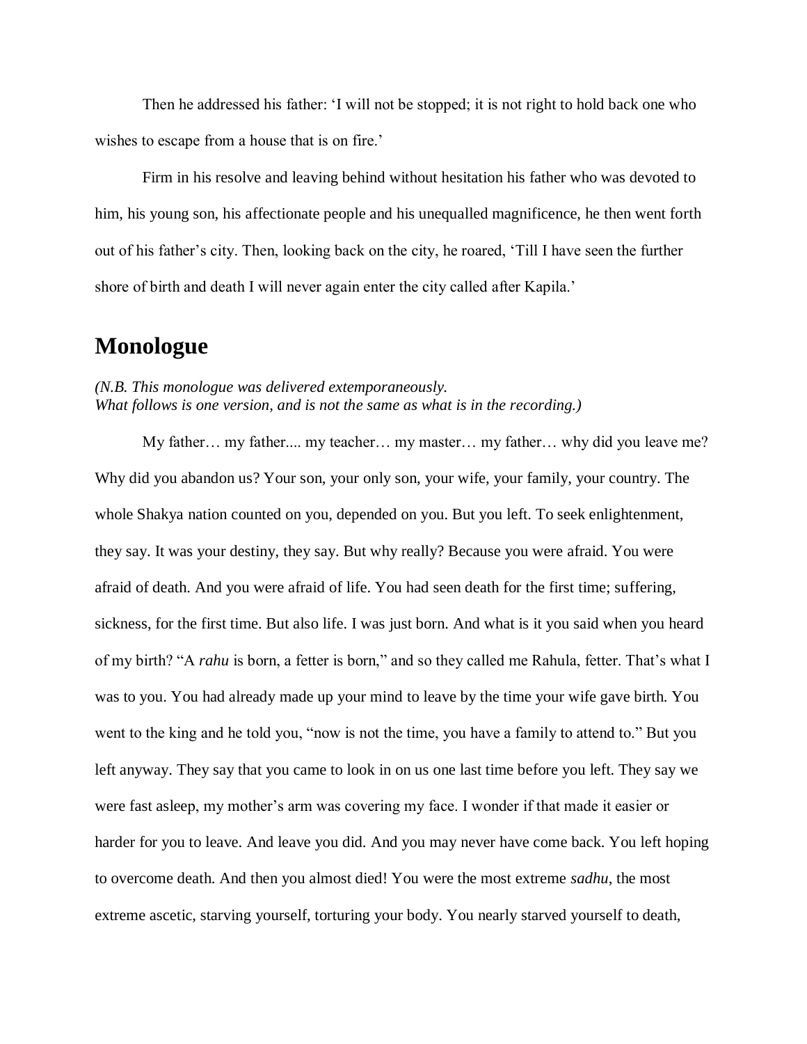Then he addressed his father: 'I will not be stopped; it is not right to hold back one who wishes to escape from a house that is on fire.'

Firm in his resolve and leaving behind without hesitation his father who was devoted to him, his young son, his affectionate people and his unequalled magnificence, he then went forth out of his father's city. Then, looking back on the city, he roared, 'Till I have seen the further shore of birth and death I will never again enter the city called after Kapila.'

## Monologue

*(N.B. This monologue was delivered extemporaneously.*
*What follows is one version, and is not the same as what is in the recording.)*

My father… my father.... my teacher… my master… my father… why did you leave me? Why did you abandon us? Your son, your only son, your wife, your family, your country. The whole Shakya nation counted on you, depended on you. But you left. To seek enlightenment, they say. It was your destiny, they say. But why really? Because you were afraid. You were afraid of death. And you were afraid of life. You had seen death for the first time; suffering, sickness, for the first time. But also life. I was just born. And what is it you said when you heard of my birth? "A *rahu* is born, a fetter is born," and so they called me Rahula, fetter. That's what I was to you. You had already made up your mind to leave by the time your wife gave birth. You went to the king and he told you, "now is not the time, you have a family to attend to." But you left anyway. They say that you came to look in on us one last time before you left. They say we were fast asleep, my mother's arm was covering my face. I wonder if that made it easier or harder for you to leave. And leave you did. And you may never have come back. You left hoping to overcome death. And then you almost died! You were the most extreme *sadhu*, the most extreme ascetic, starving yourself, torturing your body. You nearly starved yourself to death,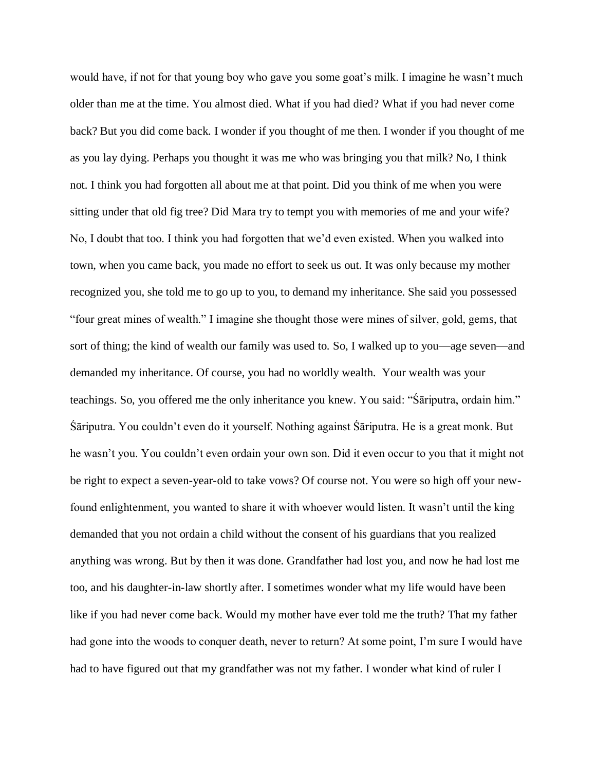would have, if not for that young boy who gave you some goat's milk. I imagine he wasn't much older than me at the time. You almost died. What if you had died? What if you had never come back? But you did come back. I wonder if you thought of me then. I wonder if you thought of me as you lay dying. Perhaps you thought it was me who was bringing you that milk? No, I think not. I think you had forgotten all about me at that point. Did you think of me when you were sitting under that old fig tree? Did Mara try to tempt you with memories of me and your wife? No, I doubt that too. I think you had forgotten that we'd even existed. When you walked into town, when you came back, you made no effort to seek us out. It was only because my mother recognized you, she told me to go up to you, to demand my inheritance. She said you possessed "four great mines of wealth." I imagine she thought those were mines of silver, gold, gems, that sort of thing; the kind of wealth our family was used to. So, I walked up to you—age seven—and demanded my inheritance. Of course, you had no worldly wealth. Your wealth was your teachings. So, you offered me the only inheritance you knew. You said: "Śāriputra, ordain him." Śāriputra. You couldn't even do it yourself. Nothing against Śāriputra. He is a great monk. But he wasn't you. You couldn't even ordain your own son. Did it even occur to you that it might not be right to expect a seven-year-old to take vows? Of course not. You were so high off your new-found enlightenment, you wanted to share it with whoever would listen. It wasn't until the king demanded that you not ordain a child without the consent of his guardians that you realized anything was wrong. But by then it was done. Grandfather had lost you, and now he had lost me too, and his daughter-in-law shortly after. I sometimes wonder what my life would have been like if you had never come back. Would my mother have ever told me the truth? That my father had gone into the woods to conquer death, never to return? At some point, I'm sure I would have had to have figured out that my grandfather was not my father. I wonder what kind of ruler I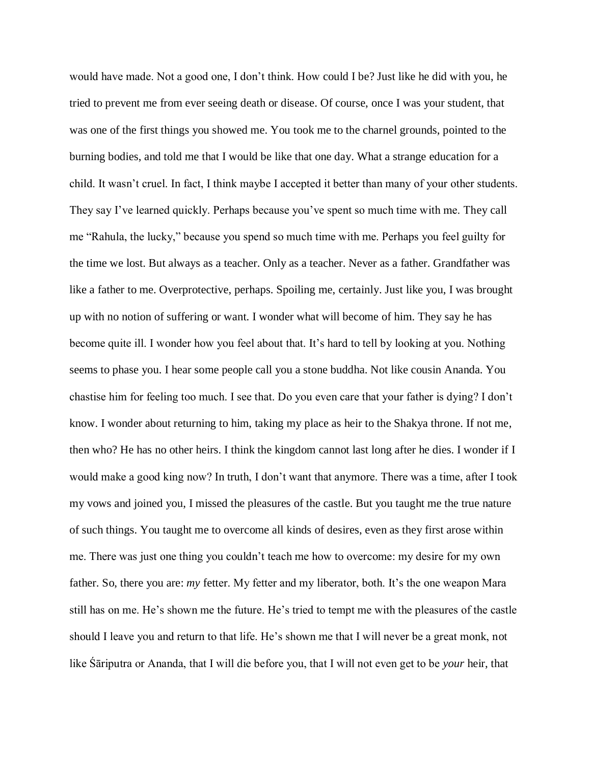would have made. Not a good one, I don't think. How could I be? Just like he did with you, he tried to prevent me from ever seeing death or disease. Of course, once I was your student, that was one of the first things you showed me. You took me to the charnel grounds, pointed to the burning bodies, and told me that I would be like that one day. What a strange education for a child. It wasn't cruel. In fact, I think maybe I accepted it better than many of your other students. They say I've learned quickly. Perhaps because you've spent so much time with me. They call me "Rahula, the lucky," because you spend so much time with me. Perhaps you feel guilty for the time we lost. But always as a teacher. Only as a teacher. Never as a father. Grandfather was like a father to me. Overprotective, perhaps. Spoiling me, certainly. Just like you, I was brought up with no notion of suffering or want. I wonder what will become of him. They say he has become quite ill. I wonder how you feel about that. It's hard to tell by looking at you. Nothing seems to phase you. I hear some people call you a stone buddha. Not like cousin Ananda. You chastise him for feeling too much. I see that. Do you even care that your father is dying? I don't know. I wonder about returning to him, taking my place as heir to the Shakya throne. If not me, then who? He has no other heirs. I think the kingdom cannot last long after he dies. I wonder if I would make a good king now? In truth, I don't want that anymore. There was a time, after I took my vows and joined you, I missed the pleasures of the castle. But you taught me the true nature of such things. You taught me to overcome all kinds of desires, even as they first arose within me. There was just one thing you couldn't teach me how to overcome: my desire for my own father. So, there you are: *my* fetter. My fetter and my liberator, both. It's the one weapon Mara still has on me. He's shown me the future. He's tried to tempt me with the pleasures of the castle should I leave you and return to that life. He's shown me that I will never be a great monk, not like Śāriputra or Ananda, that I will die before you, that I will not even get to be *your* heir, that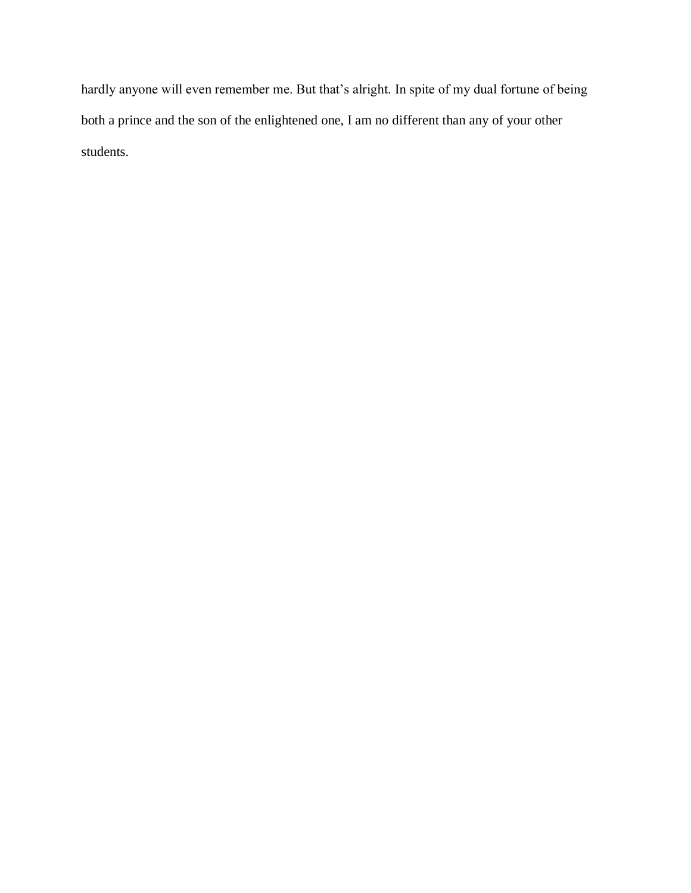hardly anyone will even remember me. But that’s alright. In spite of my dual fortune of being both a prince and the son of the enlightened one, I am no different than any of your other students.